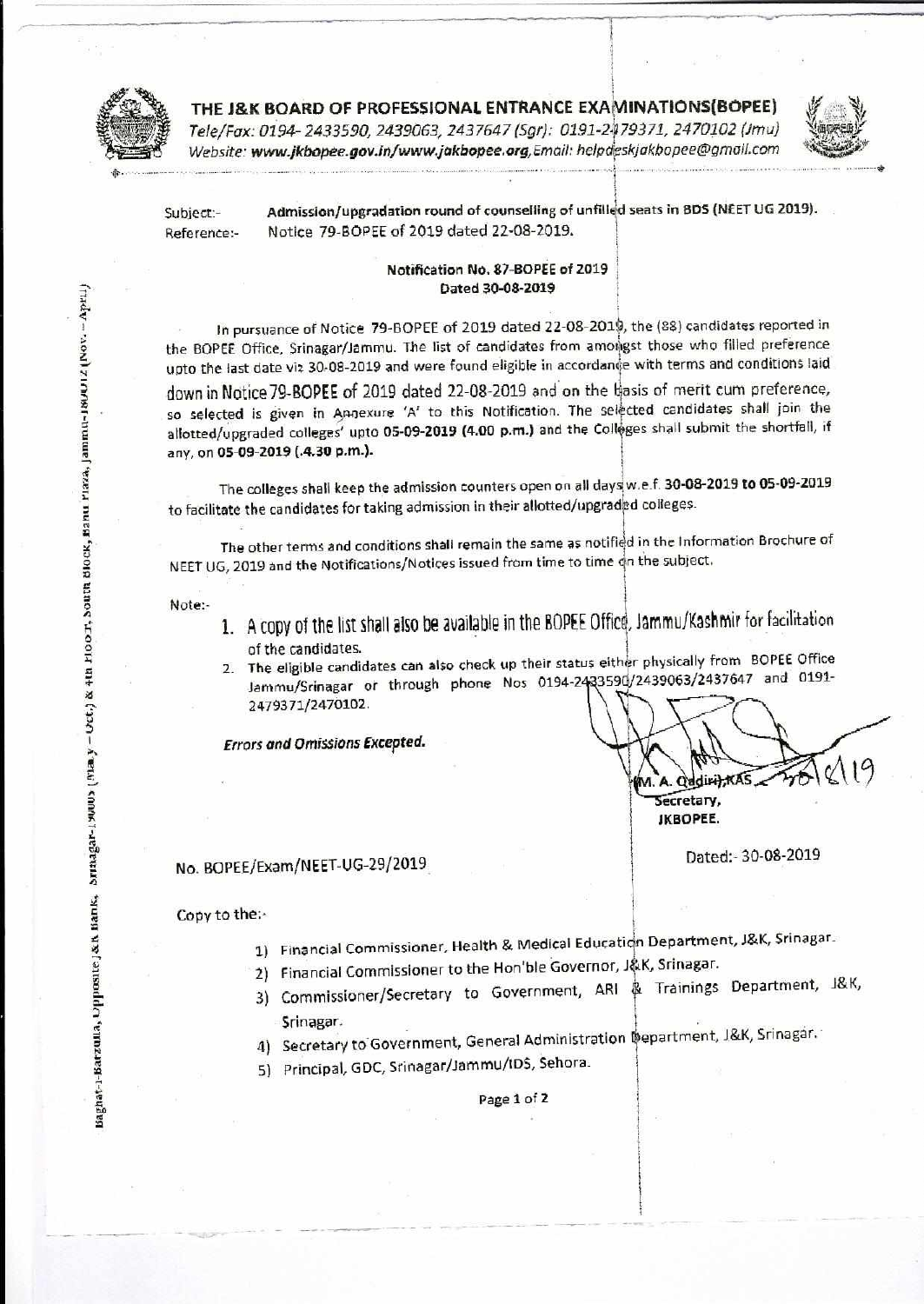# THE J&K BOARD OF PROFESSIONAL ENTRANCE EXAMINATIONS(BOPEE)

*Tele/Fax: 0194- 2433590, 2439063, 2437647 (Sgr): 0191-2479371, 2470102 (Jmu)*
*Website: **www.jkbopee.gov.in/www.jakbopee.org**, Email: helpdeskjakbopee@gmail.com*

Subject:- **Admission/upgradation round of counselling of unfilled seats in BDS (NEET UG 2019).**
Reference:- Notice 79-BOPEE of 2019 dated 22-08-2019.

**Notification No. 87-BOPEE of 2019**
**Dated 30-08-2019**

In pursuance of Notice 79-BOPEE of 2019 dated 22-08-2019, the (88) candidates reported in the BOPEE Office, Srinagar/Jammu. The list of candidates from amongst those who filled preference upto the last date viz 30-08-2019 and were found eligible in accordance with terms and conditions laid down in Notice 79-BOPEE of 2019 dated 22-08-2019 and on the basis of merit cum preference, so selected is given in Annexure 'A' to this Notification. The selected candidates shall join the allotted/upgraded colleges' upto **05-09-2019 (4.00 p.m.)** and the Colleges shall submit the shortfall, if any, on **05-09-2019 (.4.30 p.m.).**

The colleges shall keep the admission counters open on all days w.e.f. **30-08-2019 to 05-09-2019** to facilitate the candidates for taking admission in their allotted/upgraded colleges.

The other terms and conditions shall remain the same as notified in the Information Brochure of NEET UG, 2019 and the Notifications/Notices issued from time to time on the subject.

Note:-

1. A copy of the list shall also be available in the BOPEE Office, Jammu/Kashmir for facilitation of the candidates.
2. The eligible candidates can also check up their status either physically from BOPEE Office Jammu/Srinagar or through phone Nos 0194-2433590/2439063/2437647 and 0191-2479371/2470102.

***Errors and Omissions Excepted.***

(M. A. Qadiri) KAS 30/8/19
Secretary,
**JKBOPEE.**

No. BOPEE/Exam/NEET-UG-29/2019

Dated:- 30-08-2019

Copy to the:-

1) Financial Commissioner, Health & Medical Education Department, J&K, Srinagar.
2) Financial Commissioner to the Hon'ble Governor, J&K, Srinagar.
3) Commissioner/Secretary to Government, ARI & Trainings Department, J&K, Srinagar.
4) Secretary to Government, General Administration Department, J&K, Srinagar.
5) Principal, GDC, Srinagar/Jammu/IDS, Sehora.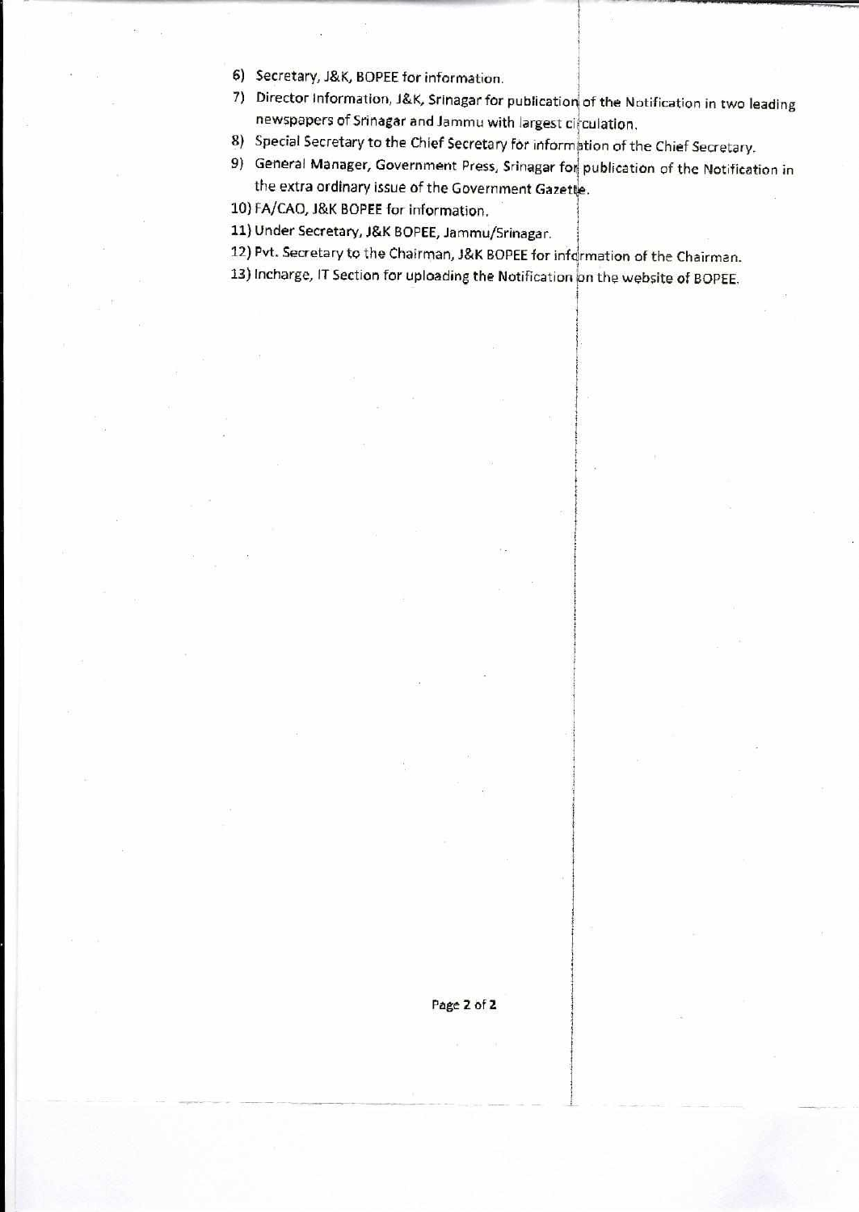6) Secretary, J&K, BOPEE for information.
7) Director Information, J&K, Srinagar for publication of the Notification in two leading newspapers of Srinagar and Jammu with largest circulation.
8) Special Secretary to the Chief Secretary for information of the Chief Secretary.
9) General Manager, Government Press, Srinagar for publication of the Notification in the extra ordinary issue of the Government Gazette.
10) FA/CAO, J&K BOPEE for information.
11) Under Secretary, J&K BOPEE, Jammu/Srinagar.
12) Pvt. Secretary to the Chairman, J&K BOPEE for information of the Chairman.
13) Incharge, IT Section for uploading the Notification on the website of BOPEE.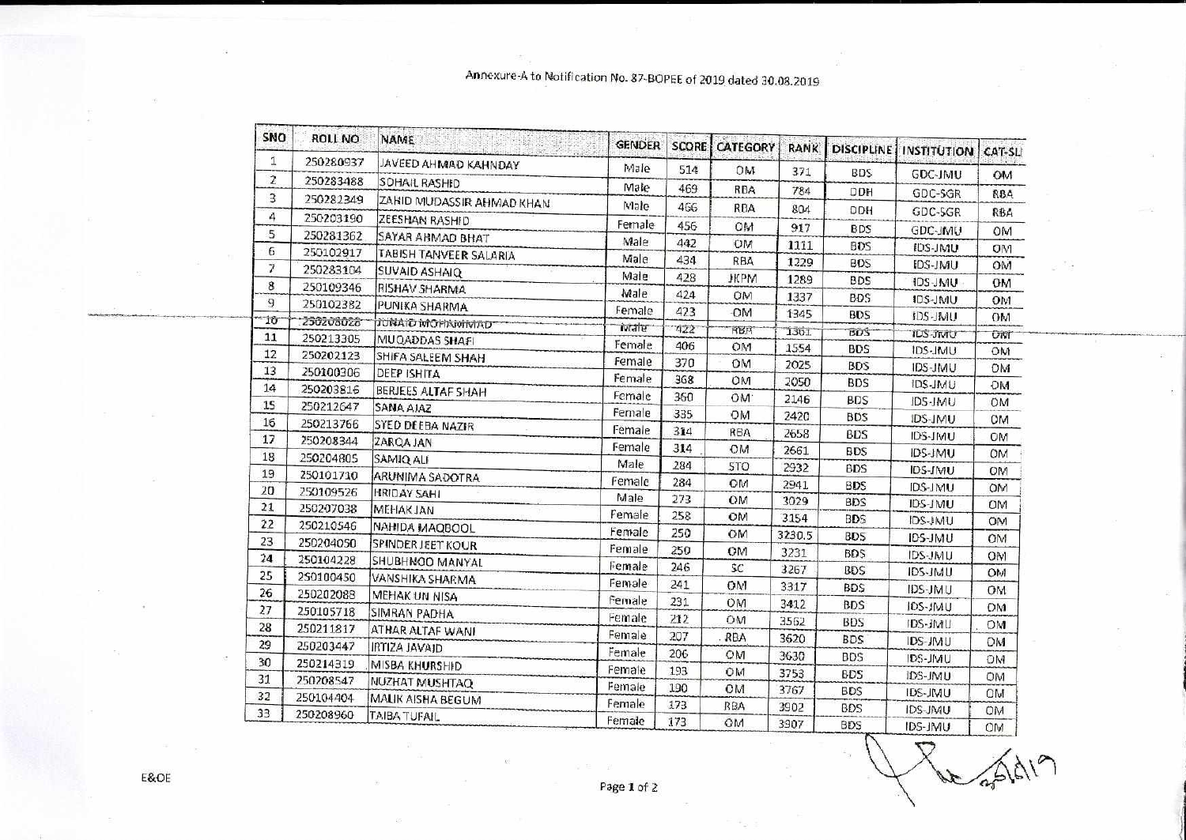Annexure-A to Notification No. 87-BOPEE of 2019 dated 30.08.2019

| SNO | ROLL NO | NAME | GENDER | SCORE | CATEGORY | RANK | DISCIPLINE | INSTITUTION | CAT-SL |
|---|---|---|---|---|---|---|---|---|---|
| 1 | 250280937 | JAVEED AHMAD KAHNDAY | Male | 514 | OM | 371 | BDS | GDC-JMU | OM |
| 2 | 250283488 | SOHAIL RASHID | Male | 469 | RBA | 784 | DDH | GDC-SGR | RBA |
| 3 | 250282349 | ZAHID MUDASSIR AHMAD KHAN | Male | 466 | RBA | 804 | DDH | GDC-SGR | RBA |
| 4 | 250203190 | ZEESHAN RASHID | Female | 456 | OM | 917 | BDS | GDC-JMU | OM |
| 5 | 250281362 | SAYAR AHMAD BHAT | Male | 442 | OM | 1111 | BDS | IDS-JMU | OM |
| 6 | 250102917 | TABISH TANVEER SALARIA | Male | 434 | RBA | 1229 | BDS | IDS-JMU | OM |
| 7 | 250283104 | SUVAID ASHAIQ | Male | 428 | JKPM | 1289 | BDS | IDS-JMU | OM |
| 8 | 250109346 | RISHAV SHARMA | Male | 424 | OM | 1337 | BDS | IDS-JMU | OM |
| 9 | 250102382 | PUNIKA SHARMA | Female | 423 | OM | 1345 | BDS | IDS-JMU | OM |
| ~~10~~ | ~~250208028~~ | ~~JUNAID MOHAMMAD~~ | ~~Male~~ | ~~422~~ | ~~RBA~~ | ~~1361~~ | ~~BDS~~ | ~~IDS-JMU~~ | ~~OM~~ |
| 11 | 250213305 | MUQADDAS SHAFI | Female | 406 | OM | 1554 | BDS | IDS-JMU | OM |
| 12 | 250202123 | SHIFA SALEEM SHAH | Female | 370 | OM | 2025 | BDS | IDS-JMU | OM |
| 13 | 250100306 | DEEP ISHITA | Female | 368 | OM | 2050 | BDS | IDS-JMU | OM |
| 14 | 250203816 | BERJEES ALTAF SHAH | Female | 360 | OM | 2146 | BDS | IDS-JMU | OM |
| 15 | 250212647 | SANA AJAZ | Female | 335 | OM | 2420 | BDS | IDS-JMU | OM |
| 16 | 250213766 | SYED DEEBA NAZIR | Female | 314 | RBA | 2658 | BDS | IDS-JMU | OM |
| 17 | 250208344 | ZARQA JAN | Female | 314 | OM | 2661 | BDS | IDS-JMU | OM |
| 18 | 250204805 | SAMIQ ALI | Male | 284 | STO | 2932 | BDS | IDS-JMU | OM |
| 19 | 250101730 | ARUNIMA SADOTRA | Female | 284 | OM | 2941 | BDS | IDS-JMU | OM |
| 20 | 250109526 | HRIDAY SAHI | Male | 273 | OM | 3029 | BDS | IDS-JMU | OM |
| 21 | 250207038 | MEHAK JAN | Female | 258 | OM | 3154 | BDS | IDS-JMU | OM |
| 22 | 250210546 | NAHIDA MAQBOOL | Female | 250 | OM | 3230.5 | BDS | IDS-JMU | OM |
| 23 | 250204050 | SPINDER JEET KOUR | Female | 250 | OM | 3231 | BDS | IDS-JMU | OM |
| 24 | 250104228 | SHUBHNOO MANYAL | Female | 246 | SC | 3267 | BDS | IDS-JMU | OM |
| 25 | 250100450 | VANSHIKA SHARMA | Female | 241 | OM | 3317 | BDS | IDS-JMU | OM |
| 26 | 250202088 | MEHAK UN NISA | Female | 231 | OM | 3412 | BDS | IDS-JMU | OM |
| 27 | 250105718 | SIMRAN PADHA | Female | 212 | OM | 3562 | BDS | IDS-JMU | OM |
| 28 | 250211817 | ATHAR ALTAF WANI | Female | 207 | RBA | 3620 | BDS | IDS-JMU | OM |
| 29 | 250203447 | IRTIZA JAVAID | Female | 206 | OM | 3630 | BDS | IDS-JMU | OM |
| 30 | 250214319 | MISBA KHURSHID | Female | 193 | OM | 3753 | BDS | IDS-JMU | OM |
| 31 | 250208547 | NUZHAT MUSHTAQ | Female | 190 | OM | 3767 | BDS | IDS-JMU | OM |
| 32 | 250104404 | MALIK AISHA BEGUM | Female | 173 | RBA | 3902 | BDS | IDS-JMU | OM |
| 33 | 250208960 | TAIBA TUFAIL | Female | 173 | OM | 3907 | BDS | IDS-JMU | OM |

E&OE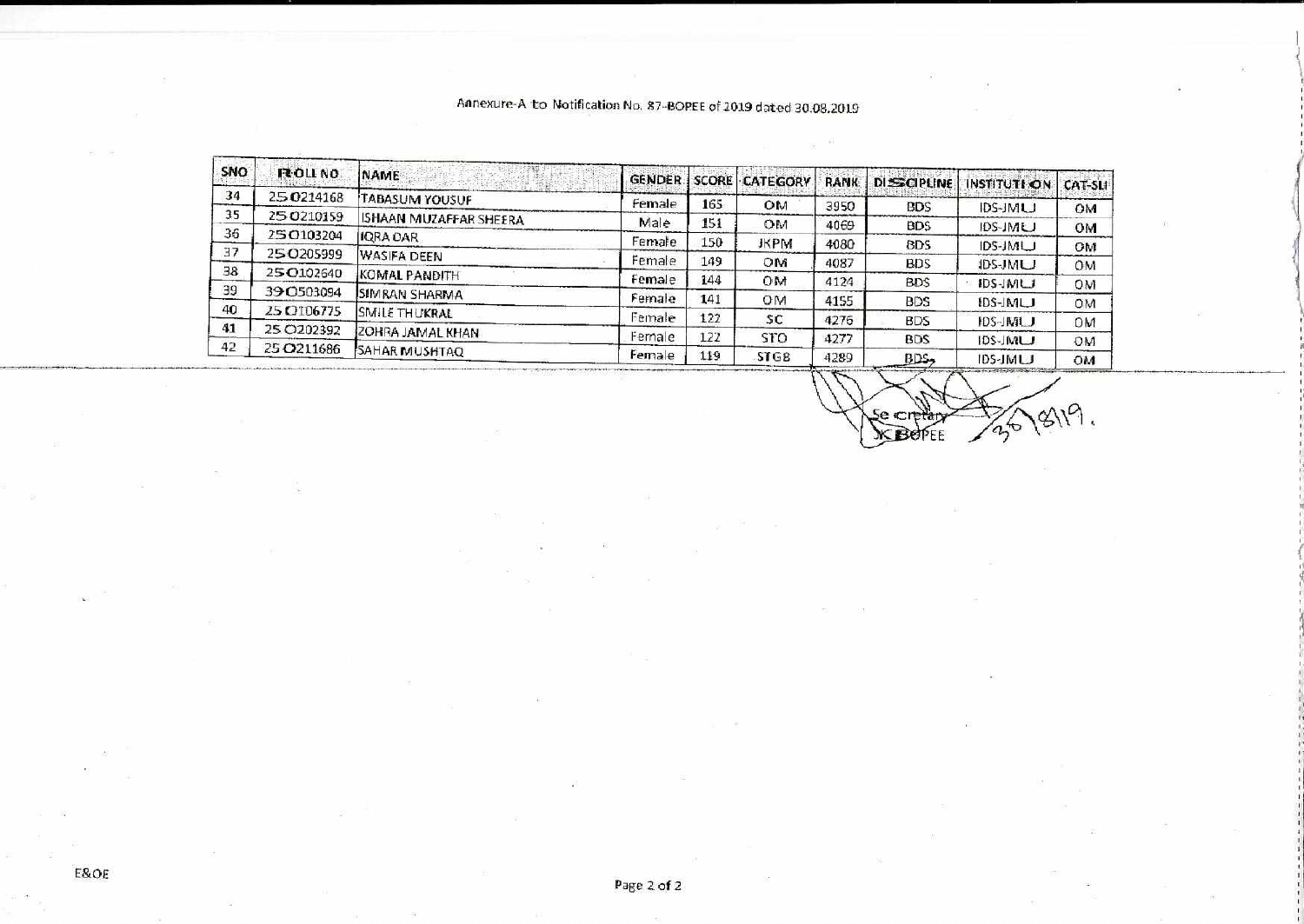Annexure-A to Notification No. 87-BOPEE of 2019 dated 30.08.2019

| SNO | ROLL NO | NAME | GENDER | SCORE | CATEGORY | RANK | DISCIPLINE | INSTITUTION | CAT-SLI |
|---|---|---|---|---|---|---|---|---|---|
| 34 | 250214168 | TABASUM YOUSUF | Female | 165 | OM | 3950 | BDS | IDS-JMU | OM |
| 35 | 250210159 | ISHAAN MUZAFFAR SHEERA | Male | 151 | OM | 4069 | BDS | IDS-JMU | OM |
| 36 | 250103204 | IQRA DAR | Female | 150 | JKPM | 4080 | BDS | IDS-JMU | OM |
| 37 | 250205999 | WASIFA DEEN | Female | 149 | OM | 4087 | BDS | IDS-JMU | OM |
| 38 | 250102640 | KOMAL PANDITH | Female | 144 | OM | 4124 | BDS | IDS-JMU | OM |
| 39 | 390503094 | SIMRAN SHARMA | Female | 141 | OM | 4155 | BDS | IDS-JMU | OM |
| 40 | 250106775 | SMILE THUKRAL | Female | 122 | SC | 4276 | BDS | IDS-JMU | OM |
| 41 | 250202392 | ZOHRA JAMAL KHAN | Female | 122 | STO | 4277 | BDS | IDS-JMU | OM |
| 42 | 250211686 | SAHAR MUSHTAQ | Female | 119 | STGB | 4289 | BDS | IDS-JMU | OM |

Secretary
JKBOPEE
30/8/19.

E&OE